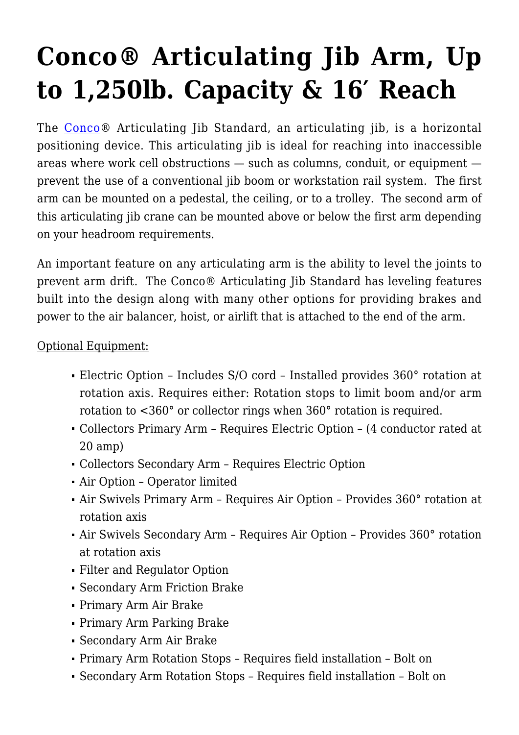# Conco® Articulating Jib Arm, Up to 1,250lb. Capacity & 16′ Reach

The Conco® Articulating Jib Standard, an articulating jib, is a horizontal positioning device. This articulating jib is ideal for reaching into inaccessible areas where work cell obstructions — such as columns, conduit, or equipment — prevent the use of a conventional jib boom or workstation rail system. The first arm can be mounted on a pedestal, the ceiling, or to a trolley. The second arm of this articulating jib crane can be mounted above or below the first arm depending on your headroom requirements.

An important feature on any articulating arm is the ability to level the joints to prevent arm drift. The Conco® Articulating Jib Standard has leveling features built into the design along with many other options for providing brakes and power to the air balancer, hoist, or airlift that is attached to the end of the arm.

Optional Equipment:

- Electric Option – Includes S/O cord – Installed provides 360° rotation at rotation axis. Requires either: Rotation stops to limit boom and/or arm rotation to <360° or collector rings when 360° rotation is required.
- Collectors Primary Arm – Requires Electric Option – (4 conductor rated at 20 amp)
- Collectors Secondary Arm – Requires Electric Option
- Air Option – Operator limited
- Air Swivels Primary Arm – Requires Air Option – Provides 360° rotation at rotation axis
- Air Swivels Secondary Arm – Requires Air Option – Provides 360° rotation at rotation axis
- Filter and Regulator Option
- Secondary Arm Friction Brake
- Primary Arm Air Brake
- Primary Arm Parking Brake
- Secondary Arm Air Brake
- Primary Arm Rotation Stops – Requires field installation – Bolt on
- Secondary Arm Rotation Stops – Requires field installation – Bolt on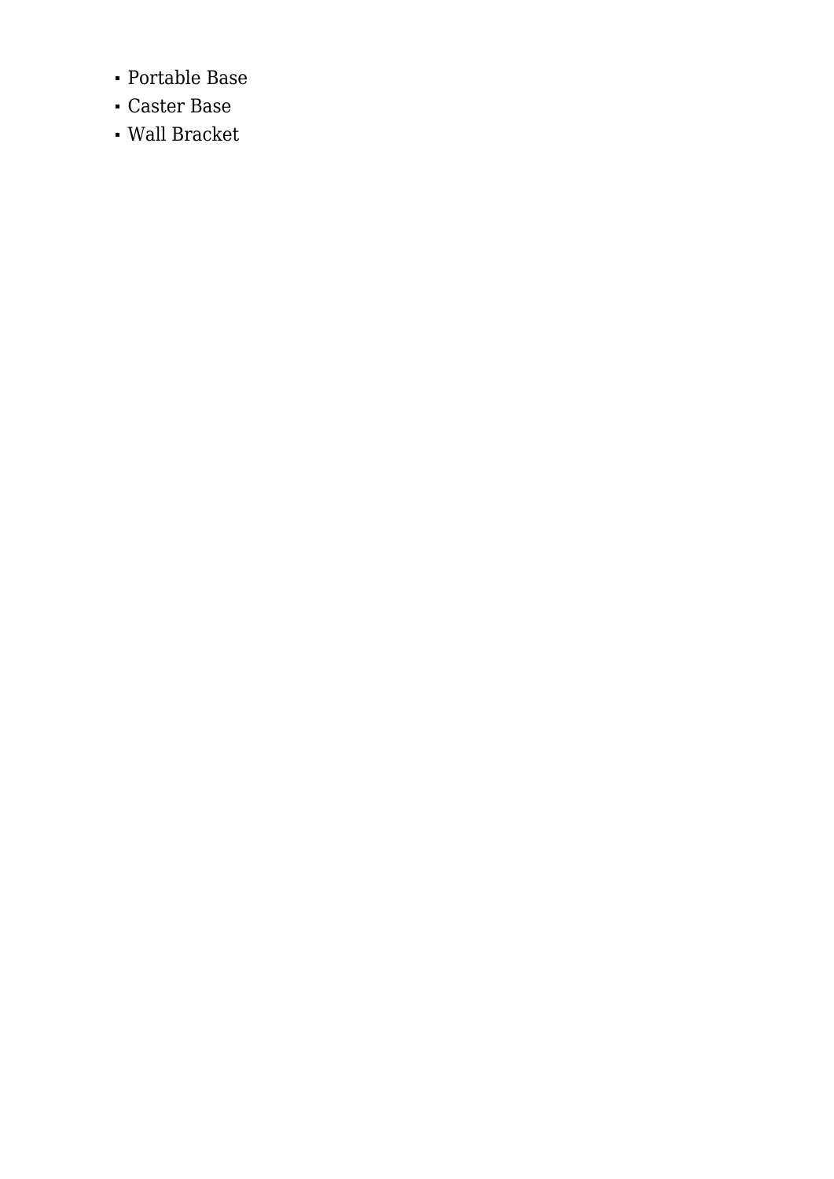- Portable Base
- Caster Base
- Wall Bracket